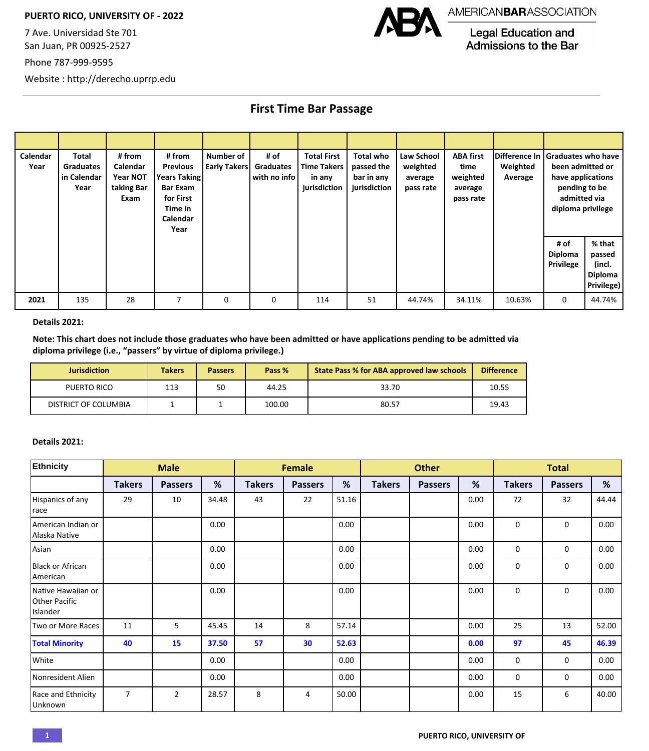**PUERTO RICO, UNIVERSITY OF - 2022**

7 Ave. Universidad Ste 701
San Juan, PR 00925-2527

Phone 787-999-9595

Website : http://derecho.uprrp.edu

AMERICANBARASSOCIATION
Legal Education and Admissions to the Bar

## First Time Bar Passage

| Calendar Year | Total Graduates in Calendar Year | # from Calendar Year NOT taking Bar Exam | # from Previous Years Taking Bar Exam for First Time in Calendar Year | Number of Early Takers | # of Graduates with no info | Total First Time Takers in any jurisdiction | Total who passed the bar in any jurisdiction | Law School weighted average pass rate | ABA first time weighted average pass rate | Difference In Weighted Average | Graduates who have been admitted or have applications pending to be admitted via diploma privilege | |
|---|---|---|---|---|---|---|---|---|---|---|---|---|
| | | | | | | | | | | | # of Diploma Privilege | % that passed (incl. Diploma Privilege) |
| 2021 | 135 | 28 | 7 | 0 | 0 | 114 | 51 | 44.74% | 34.11% | 10.63% | 0 | 44.74% |

**Details 2021:**

**Note: This chart does not include those graduates who have been admitted or have applications pending to be admitted via diploma privilege (i.e., "passers" by virtue of diploma privilege.)**

| Jurisdiction | Takers | Passers | Pass % | State Pass % for ABA approved law schools | Difference |
|---|---|---|---|---|---|
| PUERTO RICO | 113 | 50 | 44.25 | 33.70 | 10.55 |
| DISTRICT OF COLUMBIA | 1 | 1 | 100.00 | 80.57 | 19.43 |

**Details 2021:**

| Ethnicity | Male | | | Female | | | Other | | | Total | | |
|---|---|---|---|---|---|---|---|---|---|---|---|---|
| | Takers | Passers | % | Takers | Passers | % | Takers | Passers | % | Takers | Passers | % |
| Hispanics of any race | 29 | 10 | 34.48 | 43 | 22 | 51.16 | | | 0.00 | 72 | 32 | 44.44 |
| American Indian or Alaska Native | | | 0.00 | | | 0.00 | | | 0.00 | 0 | 0 | 0.00 |
| Asian | | | 0.00 | | | 0.00 | | | 0.00 | 0 | 0 | 0.00 |
| Black or African American | | | 0.00 | | | 0.00 | | | 0.00 | 0 | 0 | 0.00 |
| Native Hawaiian or Other Pacific Islander | | | 0.00 | | | 0.00 | | | 0.00 | 0 | 0 | 0.00 |
| Two or More Races | 11 | 5 | 45.45 | 14 | 8 | 57.14 | | | 0.00 | 25 | 13 | 52.00 |
| **Total Minority** | **40** | **15** | **37.50** | **57** | **30** | **52.63** | | | **0.00** | **97** | **45** | **46.39** |
| White | | | 0.00 | | | 0.00 | | | 0.00 | 0 | 0 | 0.00 |
| Nonresident Alien | | | 0.00 | | | 0.00 | | | 0.00 | 0 | 0 | 0.00 |
| Race and Ethnicity Unknown | 7 | 2 | 28.57 | 8 | 4 | 50.00 | | | 0.00 | 15 | 6 | 40.00 |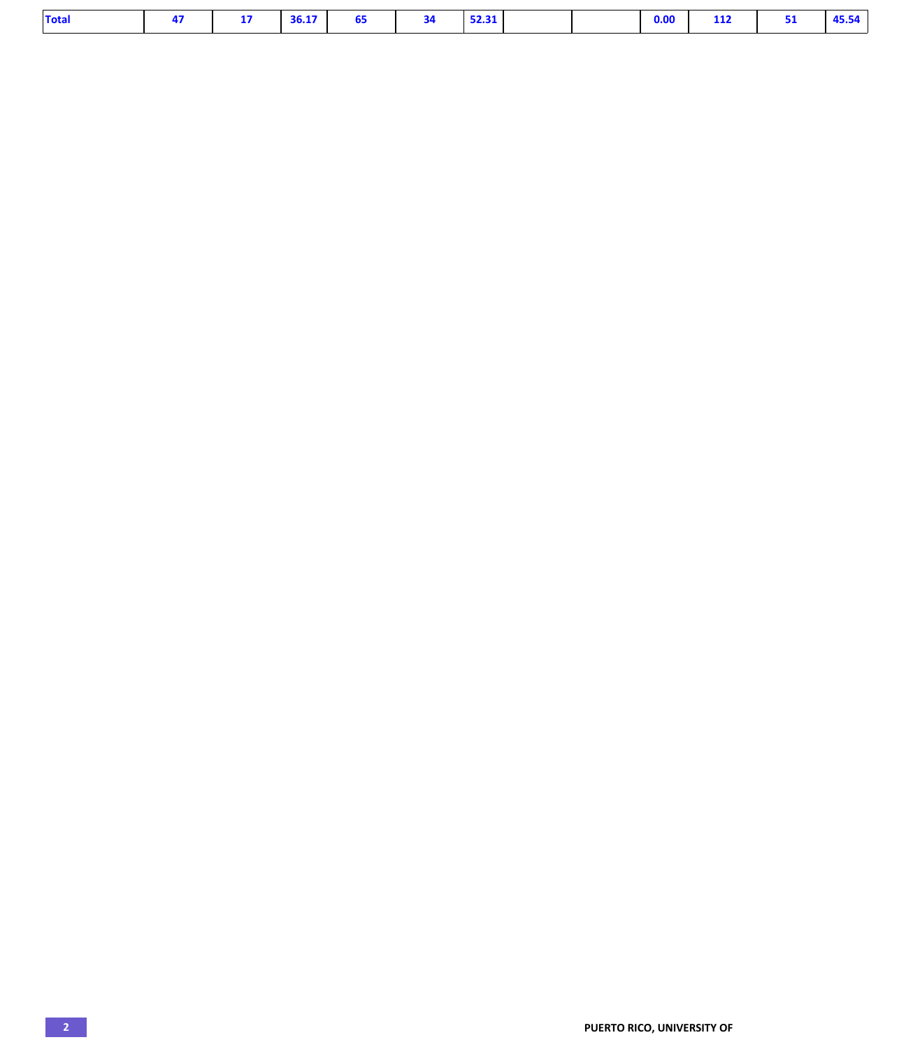| | | | | | | | | | | | |
|---|---|---|---|---|---|---|---|---|---|---|---|
| **Total** | **47** | **17** | **36.17** | **65** | **34** | **52.31** | | | **0.00** | **112** | **51** | **45.54** |